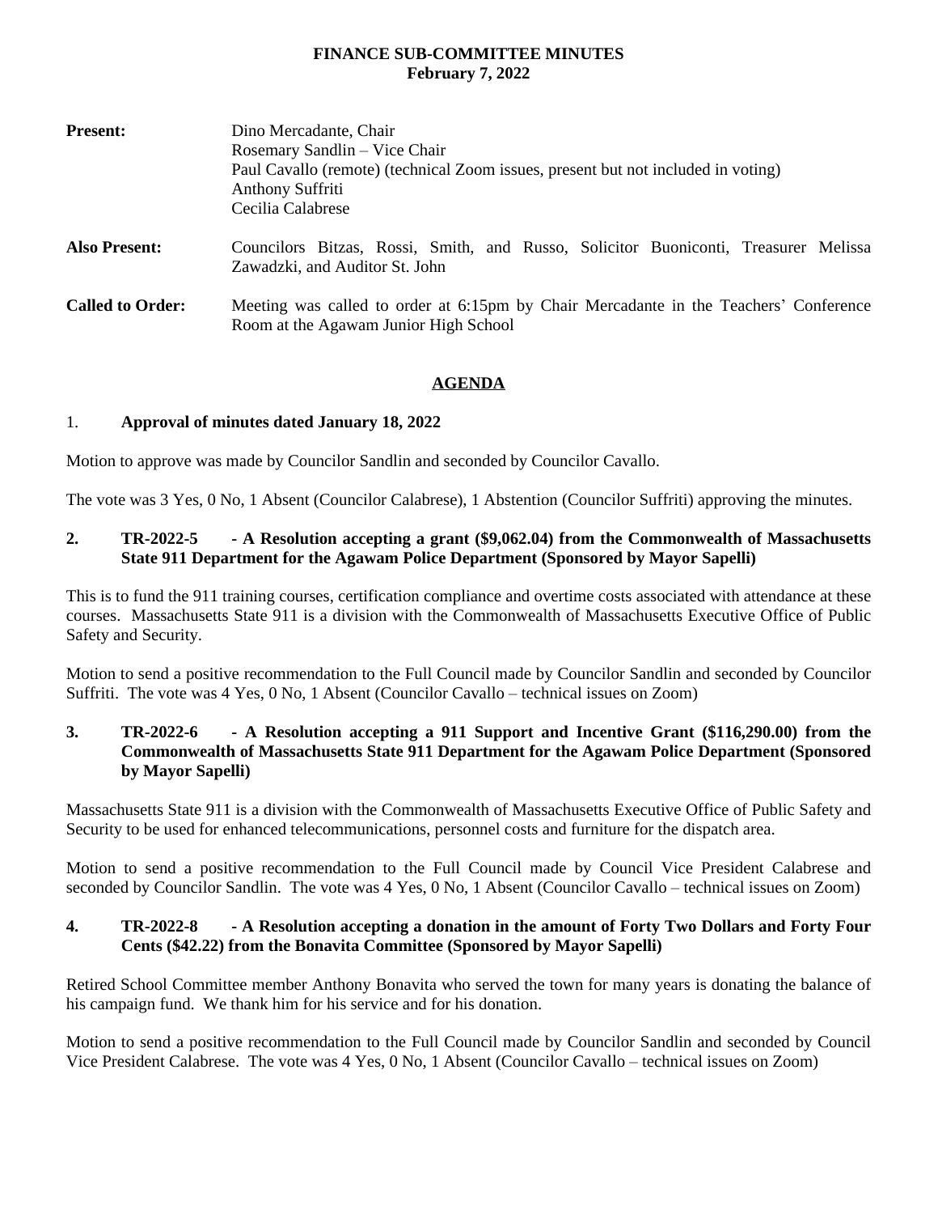# FINANCE SUB-COMMITTEE MINUTES
**February 7, 2022**

**Present:** Dino Mercadante, Chair
Rosemary Sandlin – Vice Chair
Paul Cavallo (remote) (technical Zoom issues, present but not included in voting)
Anthony Suffriti
Cecilia Calabrese

**Also Present:** Councilors Bitzas, Rossi, Smith, and Russo, Solicitor Buoniconti, Treasurer Melissa Zawadzki, and Auditor St. John

**Called to Order:** Meeting was called to order at 6:15pm by Chair Mercadante in the Teachers' Conference Room at the Agawam Junior High School

## AGENDA

1. **Approval of minutes dated January 18, 2022**

Motion to approve was made by Councilor Sandlin and seconded by Councilor Cavallo.

The vote was 3 Yes, 0 No, 1 Absent (Councilor Calabrese), 1 Abstention (Councilor Suffriti) approving the minutes.

**2. TR-2022-5 - A Resolution accepting a grant ($9,062.04) from the Commonwealth of Massachusetts State 911 Department for the Agawam Police Department (Sponsored by Mayor Sapelli)**

This is to fund the 911 training courses, certification compliance and overtime costs associated with attendance at these courses. Massachusetts State 911 is a division with the Commonwealth of Massachusetts Executive Office of Public Safety and Security.

Motion to send a positive recommendation to the Full Council made by Councilor Sandlin and seconded by Councilor Suffriti. The vote was 4 Yes, 0 No, 1 Absent (Councilor Cavallo – technical issues on Zoom)

**3. TR-2022-6 - A Resolution accepting a 911 Support and Incentive Grant ($116,290.00) from the Commonwealth of Massachusetts State 911 Department for the Agawam Police Department (Sponsored by Mayor Sapelli)**

Massachusetts State 911 is a division with the Commonwealth of Massachusetts Executive Office of Public Safety and Security to be used for enhanced telecommunications, personnel costs and furniture for the dispatch area.

Motion to send a positive recommendation to the Full Council made by Council Vice President Calabrese and seconded by Councilor Sandlin. The vote was 4 Yes, 0 No, 1 Absent (Councilor Cavallo – technical issues on Zoom)

**4. TR-2022-8 - A Resolution accepting a donation in the amount of Forty Two Dollars and Forty Four Cents ($42.22) from the Bonavita Committee (Sponsored by Mayor Sapelli)**

Retired School Committee member Anthony Bonavita who served the town for many years is donating the balance of his campaign fund. We thank him for his service and for his donation.

Motion to send a positive recommendation to the Full Council made by Councilor Sandlin and seconded by Council Vice President Calabrese. The vote was 4 Yes, 0 No, 1 Absent (Councilor Cavallo – technical issues on Zoom)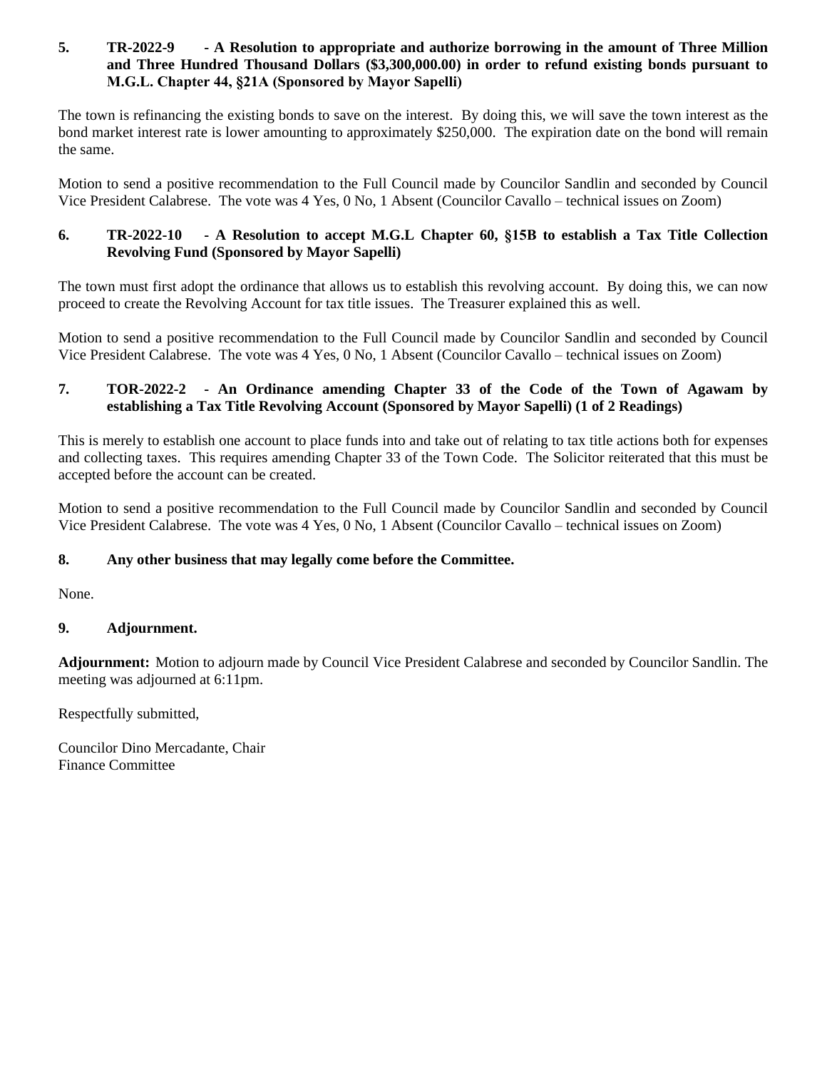**5. TR-2022-9 - A Resolution to appropriate and authorize borrowing in the amount of Three Million and Three Hundred Thousand Dollars ($3,300,000.00) in order to refund existing bonds pursuant to M.G.L. Chapter 44, §21A (Sponsored by Mayor Sapelli)**

The town is refinancing the existing bonds to save on the interest. By doing this, we will save the town interest as the bond market interest rate is lower amounting to approximately $250,000. The expiration date on the bond will remain the same.

Motion to send a positive recommendation to the Full Council made by Councilor Sandlin and seconded by Council Vice President Calabrese. The vote was 4 Yes, 0 No, 1 Absent (Councilor Cavallo – technical issues on Zoom)

**6. TR-2022-10 - A Resolution to accept M.G.L Chapter 60, §15B to establish a Tax Title Collection Revolving Fund (Sponsored by Mayor Sapelli)**

The town must first adopt the ordinance that allows us to establish this revolving account. By doing this, we can now proceed to create the Revolving Account for tax title issues. The Treasurer explained this as well.

Motion to send a positive recommendation to the Full Council made by Councilor Sandlin and seconded by Council Vice President Calabrese. The vote was 4 Yes, 0 No, 1 Absent (Councilor Cavallo – technical issues on Zoom)

**7. TOR-2022-2 - An Ordinance amending Chapter 33 of the Code of the Town of Agawam by establishing a Tax Title Revolving Account (Sponsored by Mayor Sapelli) (1 of 2 Readings)**

This is merely to establish one account to place funds into and take out of relating to tax title actions both for expenses and collecting taxes. This requires amending Chapter 33 of the Town Code. The Solicitor reiterated that this must be accepted before the account can be created.

Motion to send a positive recommendation to the Full Council made by Councilor Sandlin and seconded by Council Vice President Calabrese. The vote was 4 Yes, 0 No, 1 Absent (Councilor Cavallo – technical issues on Zoom)

**8. Any other business that may legally come before the Committee.**

None.

**9. Adjournment.**

**Adjournment:** Motion to adjourn made by Council Vice President Calabrese and seconded by Councilor Sandlin. The meeting was adjourned at 6:11pm.

Respectfully submitted,

Councilor Dino Mercadante, Chair
Finance Committee